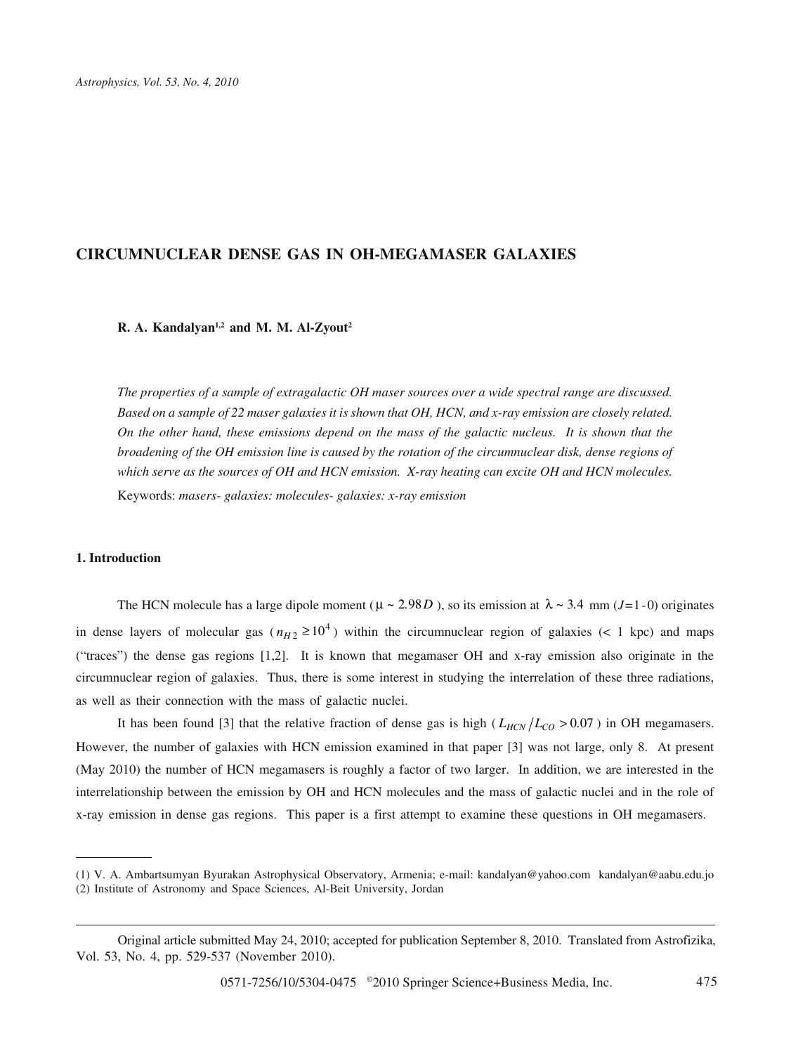# CIRCUMNUCLEAR DENSE GAS IN OH-MEGAMASER GALAXIES

**R. A. Kandalyan[1,2] and M. M. Al-Zyout[2]**

*The properties of a sample of extragalactic OH maser sources over a wide spectral range are discussed. Based on a sample of 22 maser galaxies it is shown that OH, HCN, and x-ray emission are closely related. On the other hand, these emissions depend on the mass of the galactic nucleus. It is shown that the broadening of the OH emission line is caused by the rotation of the circumnuclear disk, dense regions of which serve as the sources of OH and HCN emission. X-ray heating can excite OH and HCN molecules.*

Keywords: *masers- galaxies: molecules- galaxies: x-ray emission*

## 1. Introduction

The HCN molecule has a large dipole moment ($\mu \sim 2.98D$), so its emission at $\lambda \sim 3.4$ mm ($J = 1 - 0$) originates in dense layers of molecular gas ($n_{H2} \geq 10^4$) within the circumnuclear region of galaxies (< 1 kpc) and maps ("traces") the dense gas regions [1,2]. It is known that megamaser OH and x-ray emission also originate in the circumnuclear region of galaxies. Thus, there is some interest in studying the interrelation of these three radiations, as well as their connection with the mass of galactic nuclei.

It has been found [3] that the relative fraction of dense gas is high ($L_{HCN}/L_{CO} > 0.07$) in OH megamasers. However, the number of galaxies with HCN emission examined in that paper [3] was not large, only 8. At present (May 2010) the number of HCN megamasers is roughly a factor of two larger. In addition, we are interested in the interrelationship between the emission by OH and HCN molecules and the mass of galactic nuclei and in the role of x-ray emission in dense gas regions. This paper is a first attempt to examine these questions in OH megamasers.

---

(1) V. A. Ambartsumyan Byurakan Astrophysical Observatory, Armenia; e-mail: kandalyan@yahoo.com kandalyan@aabu.edu.jo
(2) Institute of Astronomy and Space Sciences, Al-Beit University, Jordan

---

Original article submitted May 24, 2010; accepted for publication September 8, 2010. Translated from Astrofizika, Vol. 53, No. 4, pp. 529-537 (November 2010).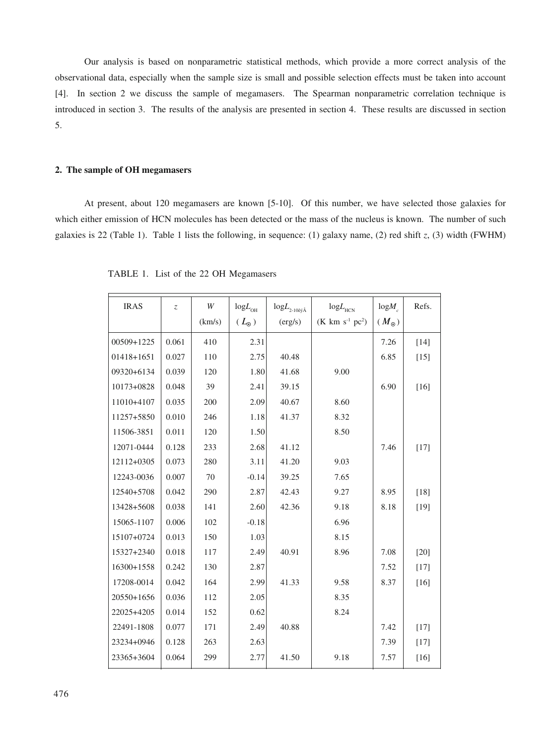Our analysis is based on nonparametric statistical methods, which provide a more correct analysis of the observational data, especially when the sample size is small and possible selection effects must be taken into account [4]. In section 2 we discuss the sample of megamasers. The Spearman nonparametric correlation technique is introduced in section 3. The results of the analysis are presented in section 4. These results are discussed in section 5.

## 2. The sample of OH megamasers

At present, about 120 megamasers are known [5-10]. Of this number, we have selected those galaxies for which either emission of HCN molecules has been detected or the mass of the nucleus is known. The number of such galaxies is 22 (Table 1). Table 1 lists the following, in sequence: (1) galaxy name, (2) red shift $z$, (3) width (FWHM)

TABLE 1. List of the 22 OH Megamasers

| IRAS | $z$ | $W$ (km/s) | $\log L_{OH}$ ($L_{\odot}$) | $\log L_{2\text{-}10 keV}$ (erg/s) | $\log L_{HCN}$ (K km s$^{-1}$ pc$^2$) | $\log M_c$ ($M_{\odot}$) | Refs. |
|---|---|---|---|---|---|---|---|
| 00509+1225 | 0.061 | 410 | 2.31 | | | 7.26 | [14] |
| 01418+1651 | 0.027 | 110 | 2.75 | 40.48 | | 6.85 | [15] |
| 09320+6134 | 0.039 | 120 | 1.80 | 41.68 | 9.00 | | |
| 10173+0828 | 0.048 | 39 | 2.41 | 39.15 | | 6.90 | [16] |
| 11010+4107 | 0.035 | 200 | 2.09 | 40.67 | 8.60 | | |
| 11257+5850 | 0.010 | 246 | 1.18 | 41.37 | 8.32 | | |
| 11506-3851 | 0.011 | 120 | 1.50 | | 8.50 | | |
| 12071-0444 | 0.128 | 233 | 2.68 | 41.12 | | 7.46 | [17] |
| 12112+0305 | 0.073 | 280 | 3.11 | 41.20 | 9.03 | | |
| 12243-0036 | 0.007 | 70 | -0.14 | 39.25 | 7.65 | | |
| 12540+5708 | 0.042 | 290 | 2.87 | 42.43 | 9.27 | 8.95 | [18] |
| 13428+5608 | 0.038 | 141 | 2.60 | 42.36 | 9.18 | 8.18 | [19] |
| 15065-1107 | 0.006 | 102 | -0.18 | | 6.96 | | |
| 15107+0724 | 0.013 | 150 | 1.03 | | 8.15 | | |
| 15327+2340 | 0.018 | 117 | 2.49 | 40.91 | 8.96 | 7.08 | [20] |
| 16300+1558 | 0.242 | 130 | 2.87 | | | 7.52 | [17] |
| 17208-0014 | 0.042 | 164 | 2.99 | 41.33 | 9.58 | 8.37 | [16] |
| 20550+1656 | 0.036 | 112 | 2.05 | | 8.35 | | |
| 22025+4205 | 0.014 | 152 | 0.62 | | 8.24 | | |
| 22491-1808 | 0.077 | 171 | 2.49 | 40.88 | | 7.42 | [17] |
| 23234+0946 | 0.128 | 263 | 2.63 | | | 7.39 | [17] |
| 23365+3604 | 0.064 | 299 | 2.77 | 41.50 | 9.18 | 7.57 | [16] |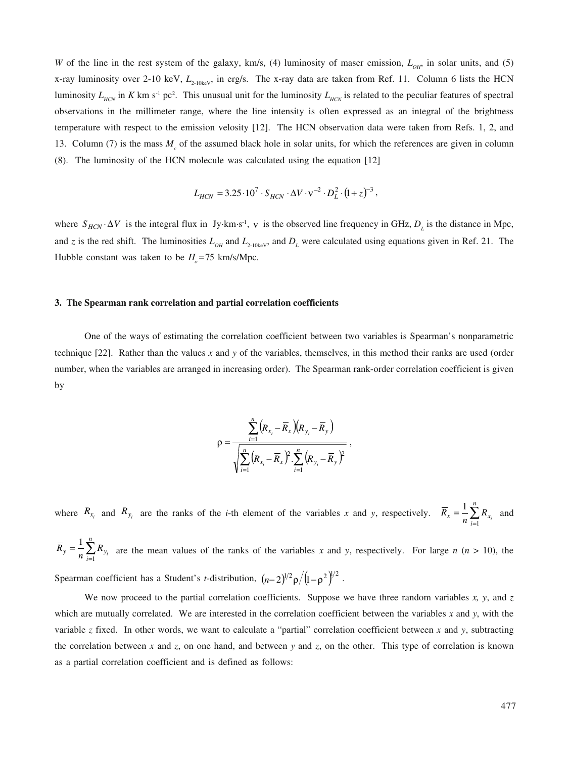$W$ of the line in the rest system of the galaxy, km/s, (4) luminosity of maser emission, $L_{OH}$, in solar units, and (5) x-ray luminosity over 2-10 keV, $L_{2\text{-}10\text{keV}}$, in erg/s. The x-ray data are taken from Ref. 11. Column 6 lists the HCN luminosity $L_{HCN}$ in $K$ km s$^{-1}$ pc$^{2}$. This unusual unit for the luminosity $L_{HCN}$ is related to the peculiar features of spectral observations in the millimeter range, where the line intensity is often expressed as an integral of the brightness temperature with respect to the emission velosity [12]. The HCN observation data were taken from Refs. 1, 2, and 13. Column (7) is the mass $M_c$ of the assumed black hole in solar units, for which the references are given in column (8). The luminosity of the HCN molecule was calculated using the equation [12]

$$L_{HCN} = 3.25 \cdot 10^{7} \cdot S_{HCN} \cdot \Delta V \cdot \nu^{-2} \cdot D_L^2 \cdot (1+z)^{-3},$$

where $S_{HCN} \cdot \Delta V$ is the integral flux in Jy·km·s$^{-1}$, $\nu$ is the observed line frequency in GHz, $D_L$ is the distance in Mpc, and $z$ is the red shift. The luminosities $L_{OH}$ and $L_{2\text{-}10\text{keV}}$, and $D_L$ were calculated using equations given in Ref. 21. The Hubble constant was taken to be $H_o = 75$ km/s/Mpc.

### 3. The Spearman rank correlation and partial correlation coefficients

One of the ways of estimating the correlation coefficient between two variables is Spearman's nonparametric technique [22]. Rather than the values $x$ and $y$ of the variables, themselves, in this method their ranks are used (order number, when the variables are arranged in increasing order). The Spearman rank-order correlation coefficient is given by

$$\rho = \frac{\sum_{i=1}^{n} \left(R_{x_i} - \overline{R}_x\right)\left(R_{y_i} - \overline{R}_y\right)}{\sqrt{\sum_{i=1}^{n} \left(R_{x_i} - \overline{R}_x\right)^2 . \sum_{i=1}^{n} \left(R_{y_i} - \overline{R}_y\right)^2}},$$

where $R_{x_i}$ and $R_{y_i}$ are the ranks of the $i$-th element of the variables $x$ and $y$, respectively. $\overline{R}_x = \frac{1}{n}\sum_{i=1}^{n} R_{x_i}$ and $\overline{R}_y = \frac{1}{n}\sum_{i=1}^{n} R_{y_i}$ are the mean values of the ranks of the variables $x$ and $y$, respectively. For large $n$ ($n$ > 10), the Spearman coefficient has a Student's $t$-distribution, $(n-2)^{1/2}\rho / \left(1-\rho^2\right)^{1/2}$.

We now proceed to the partial correlation coefficients. Suppose we have three random variables $x$, $y$, and $z$ which are mutually correlated. We are interested in the correlation coefficient between the variables $x$ and $y$, with the variable $z$ fixed. In other words, we want to calculate a "partial" correlation coefficient between $x$ and $y$, subtracting the correlation between $x$ and $z$, on one hand, and between $y$ and $z$, on the other. This type of correlation is known as a partial correlation coefficient and is defined as follows: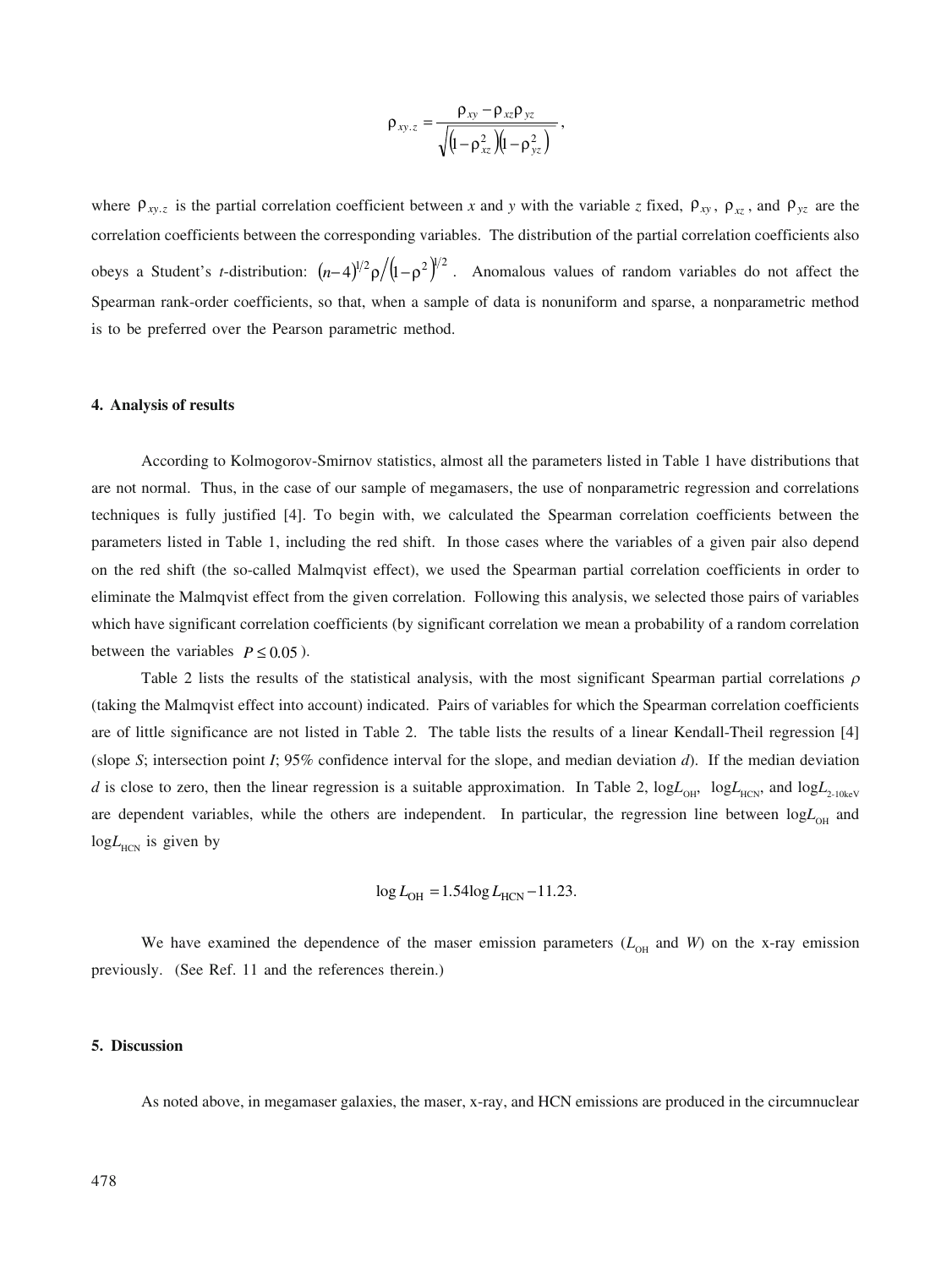$$\rho_{xy.z} = \frac{\rho_{xy} - \rho_{xz}\rho_{yz}}{\sqrt{\left(1-\rho_{xz}^2\right)\left(1-\rho_{yz}^2\right)}},$$

where $\rho_{xy.z}$ is the partial correlation coefficient between $x$ and $y$ with the variable $z$ fixed, $\rho_{xy}$, $\rho_{xz}$, and $\rho_{yz}$ are the correlation coefficients between the corresponding variables. The distribution of the partial correlation coefficients also obeys a Student's $t$-distribution: $(n-4)^{1/2}\rho/\left(1-\rho^2\right)^{1/2}$. Anomalous values of random variables do not affect the Spearman rank-order coefficients, so that, when a sample of data is nonuniform and sparse, a nonparametric method is to be preferred over the Pearson parametric method.

## 4. Analysis of results

According to Kolmogorov-Smirnov statistics, almost all the parameters listed in Table 1 have distributions that are not normal. Thus, in the case of our sample of megamasers, the use of nonparametric regression and correlations techniques is fully justified [4]. To begin with, we calculated the Spearman correlation coefficients between the parameters listed in Table 1, including the red shift. In those cases where the variables of a given pair also depend on the red shift (the so-called Malmqvist effect), we used the Spearman partial correlation coefficients in order to eliminate the Malmqvist effect from the given correlation. Following this analysis, we selected those pairs of variables which have significant correlation coefficients (by significant correlation we mean a probability of a random correlation between the variables $P \leq 0.05$).

Table 2 lists the results of the statistical analysis, with the most significant Spearman partial correlations $\rho$ (taking the Malmqvist effect into account) indicated. Pairs of variables for which the Spearman correlation coefficients are of little significance are not listed in Table 2. The table lists the results of a linear Kendall-Theil regression [4] (slope $S$; intersection point $I$; 95% confidence interval for the slope, and median deviation $d$). If the median deviation $d$ is close to zero, then the linear regression is a suitable approximation. In Table 2, $\log L_{\mathrm{OH}}$, $\log L_{\mathrm{HCN}}$, and $\log L_{2\text{-}10\mathrm{keV}}$ are dependent variables, while the others are independent. In particular, the regression line between $\log L_{\mathrm{OH}}$ and $\log L_{\mathrm{HCN}}$ is given by

$$\log L_{\mathrm{OH}} = 1.54 \log L_{\mathrm{HCN}} - 11.23.$$

We have examined the dependence of the maser emission parameters ($L_{\mathrm{OH}}$ and $W$) on the x-ray emission previously. (See Ref. 11 and the references therein.)

## 5. Discussion

As noted above, in megamaser galaxies, the maser, x-ray, and HCN emissions are produced in the circumnuclear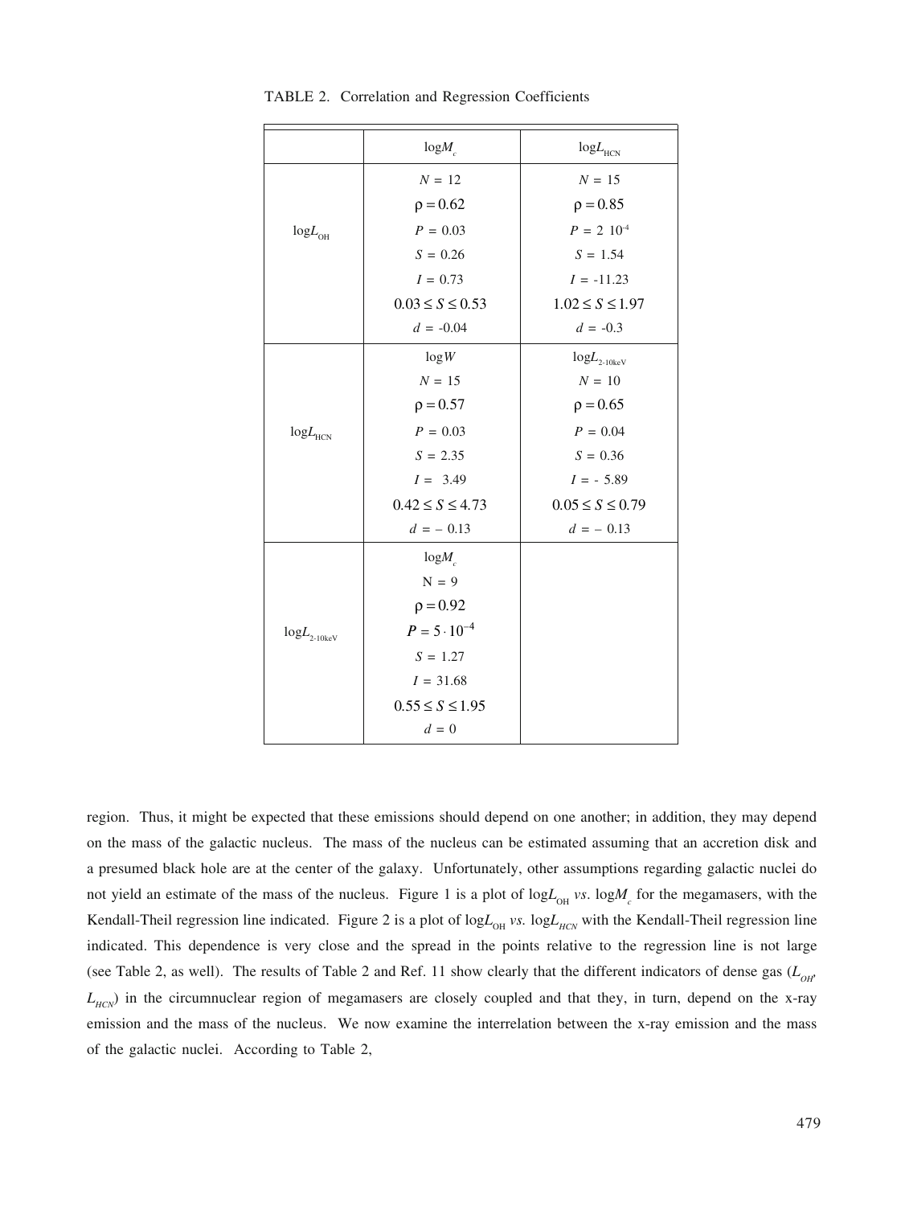TABLE 2. Correlation and Regression Coefficients

| | $\log M_c$ | $\log L_{\mathrm{HCN}}$ |
|---|---|---|
| $\log L_{\mathrm{OH}}$ | $N = 12$<br>$\rho = 0.62$<br>$P = 0.03$<br>$S = 0.26$<br>$I = 0.73$<br>$0.03 \le S \le 0.53$<br>$d = -0.04$ | $N = 15$<br>$\rho = 0.85$<br>$P = 2\ 10^{-4}$<br>$S = 1.54$<br>$I = -11.23$<br>$1.02 \le S \le 1.97$<br>$d = -0.3$ |
| $\log L_{\mathrm{HCN}}$ | $\log W$<br>$N = 15$<br>$\rho = 0.57$<br>$P = 0.03$<br>$S = 2.35$<br>$I = 3.49$<br>$0.42 \le S \le 4.73$<br>$d = -0.13$ | $\log L_{2\text{-}10\mathrm{keV}}$<br>$N = 10$<br>$\rho = 0.65$<br>$P = 0.04$<br>$S = 0.36$<br>$I = -5.89$<br>$0.05 \le S \le 0.79$<br>$d = -0.13$ |
| $\log L_{2\text{-}10\mathrm{keV}}$ | $\log M_c$<br>$N = 9$<br>$\rho = 0.92$<br>$P = 5 \cdot 10^{-4}$<br>$S = 1.27$<br>$I = 31.68$<br>$0.55 \le S \le 1.95$<br>$d = 0$ | |

region. Thus, it might be expected that these emissions should depend on one another; in addition, they may depend on the mass of the galactic nucleus. The mass of the nucleus can be estimated assuming that an accretion disk and a presumed black hole are at the center of the galaxy. Unfortunately, other assumptions regarding galactic nuclei do not yield an estimate of the mass of the nucleus. Figure 1 is a plot of $\log L_{\mathrm{OH}}$ *vs*. $\log M_c$ for the megamasers, with the Kendall-Theil regression line indicated. Figure 2 is a plot of $\log L_{\mathrm{OH}}$ *vs.* $\log L_{HCN}$ with the Kendall-Theil regression line indicated. This dependence is very close and the spread in the points relative to the regression line is not large (see Table 2, as well). The results of Table 2 and Ref. 11 show clearly that the different indicators of dense gas ($L_{OH}$, $L_{HCN}$) in the circumnuclear region of megamasers are closely coupled and that they, in turn, depend on the x-ray emission and the mass of the nucleus. We now examine the interrelation between the x-ray emission and the mass of the galactic nuclei. According to Table 2,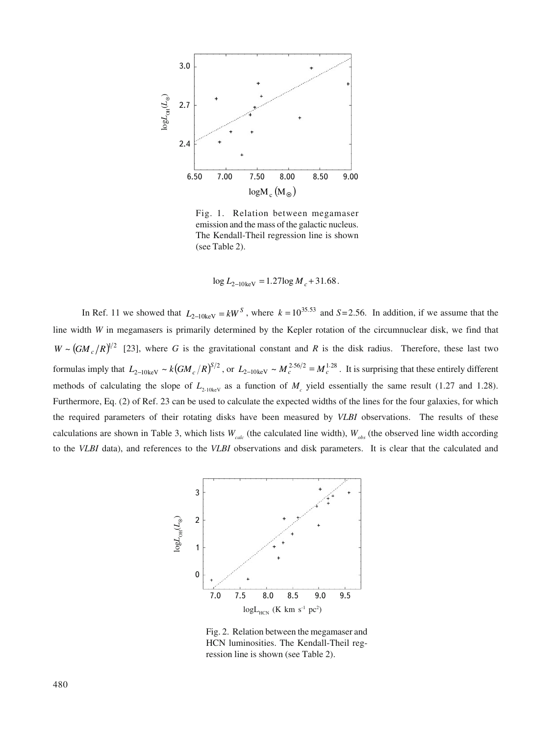Fig. 1. Relation between megamaser emission and the mass of the galactic nucleus. The Kendall-Theil regression line is shown (see Table 2).

$$\log L_{2-10\mathrm{keV}} = 1.27 \log M_c + 31.68 .$$

In Ref. 11 we showed that $L_{2-10\mathrm{keV}} = kW^S$, where $k = 10^{35.53}$ and $S$=2.56. In addition, if we assume that the line width $W$ in megamasers is primarily determined by the Kepler rotation of the circumnuclear disk, we find that $W \sim (GM_c/R)^{1/2}$ [23], where $G$ is the gravitational constant and $R$ is the disk radius. Therefore, these last two formulas imply that $L_{2-10\mathrm{keV}} \sim k(GM_c/R)^{S/2}$, or $L_{2-10\mathrm{keV}} \sim M_c^{2.56/2} = M_c^{1.28}$. It is surprising that these entirely different methods of calculating the slope of $L_{2\text{-}10\mathrm{keV}}$ as a function of $M_c$ yield essentially the same result (1.27 and 1.28). Furthermore, Eq. (2) of Ref. 23 can be used to calculate the expected widths of the lines for the four galaxies, for which the required parameters of their rotating disks have been measured by *VLBI* observations. The results of these calculations are shown in Table 3, which lists $W_{calc}$ (the calculated line width), $W_{obs}$ (the observed line width according to the *VLBI* data), and references to the *VLBI* observations and disk parameters. It is clear that the calculated and

Fig. 2. Relation between the megamaser and HCN luminosities. The Kendall-Theil regression line is shown (see Table 2).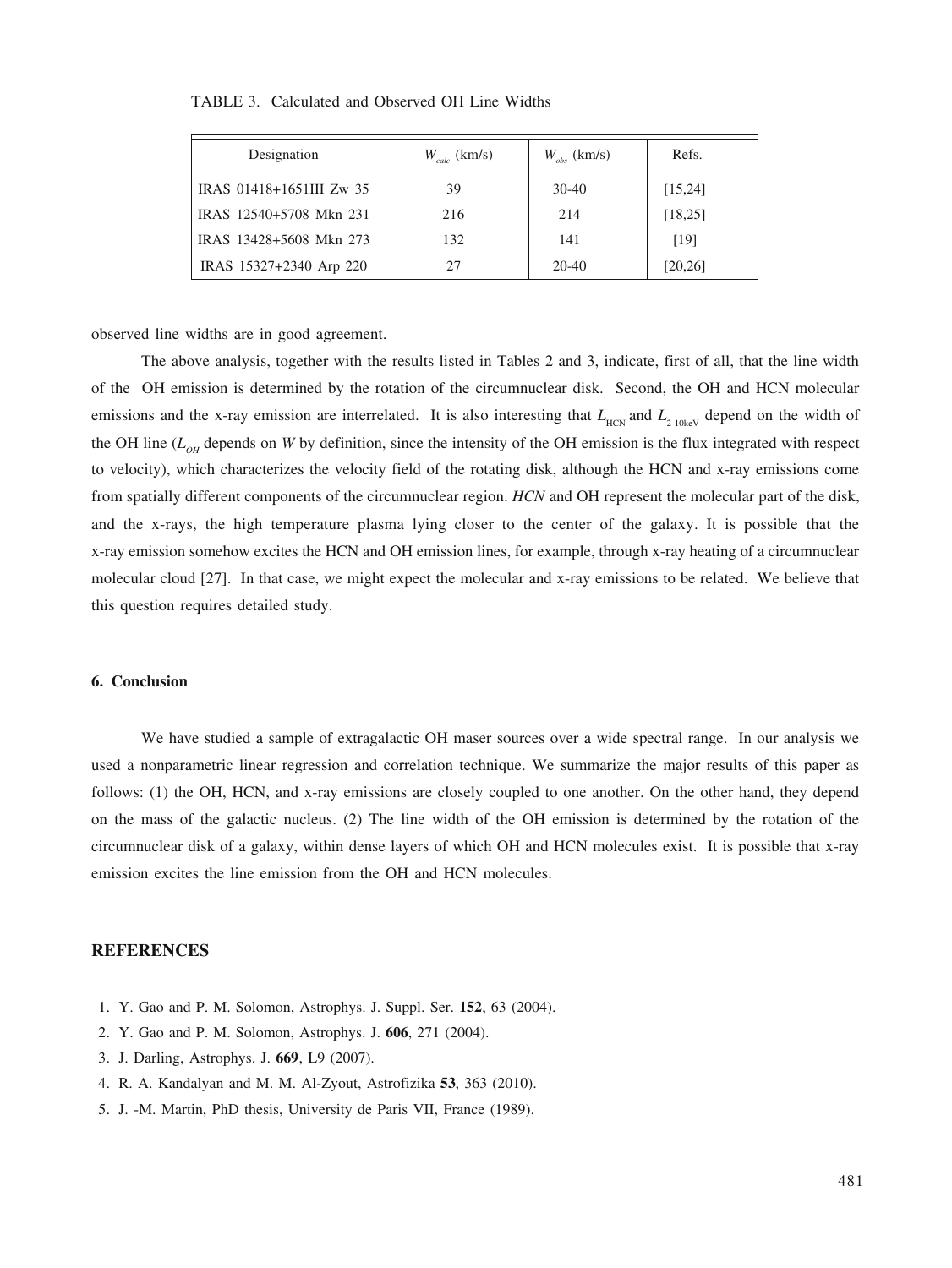TABLE 3. Calculated and Observed OH Line Widths

| Designation | $W_{calc}$ (km/s) | $W_{obs}$ (km/s) | Refs. |
|---|---|---|---|
| IRAS 01418+1651III Zw 35 | 39 | 30-40 | [15,24] |
| IRAS 12540+5708 Mkn 231 | 216 | 214 | [18,25] |
| IRAS 13428+5608 Mkn 273 | 132 | 141 | [19] |
| IRAS 15327+2340 Arp 220 | 27 | 20-40 | [20,26] |

observed line widths are in good agreement.

The above analysis, together with the results listed in Tables 2 and 3, indicate, first of all, that the line width of the OH emission is determined by the rotation of the circumnuclear disk. Second, the OH and HCN molecular emissions and the x-ray emission are interrelated. It is also interesting that $L_{\mathrm{HCN}}$ and $L_{2\text{-}10\mathrm{keV}}$ depend on the width of the OH line ($L_{OH}$ depends on $W$ by definition, since the intensity of the OH emission is the flux integrated with respect to velocity), which characterizes the velocity field of the rotating disk, although the HCN and x-ray emissions come from spatially different components of the circumnuclear region. *HCN* and OH represent the molecular part of the disk, and the x-rays, the high temperature plasma lying closer to the center of the galaxy. It is possible that the x-ray emission somehow excites the HCN and OH emission lines, for example, through x-ray heating of a circumnuclear molecular cloud [27]. In that case, we might expect the molecular and x-ray emissions to be related. We believe that this question requires detailed study.

### 6. Conclusion

We have studied a sample of extragalactic OH maser sources over a wide spectral range. In our analysis we used a nonparametric linear regression and correlation technique. We summarize the major results of this paper as follows: (1) the OH, HCN, and x-ray emissions are closely coupled to one another. On the other hand, they depend on the mass of the galactic nucleus. (2) The line width of the OH emission is determined by the rotation of the circumnuclear disk of a galaxy, within dense layers of which OH and HCN molecules exist. It is possible that x-ray emission excites the line emission from the OH and HCN molecules.

## REFERENCES

1. Y. Gao and P. M. Solomon, Astrophys. J. Suppl. Ser. **152**, 63 (2004).
2. Y. Gao and P. M. Solomon, Astrophys. J. **606**, 271 (2004).
3. J. Darling, Astrophys. J. **669**, L9 (2007).
4. R. A. Kandalyan and M. M. Al-Zyout, Astrofizika **53**, 363 (2010).
5. J. -M. Martin, PhD thesis, University de Paris VII, France (1989).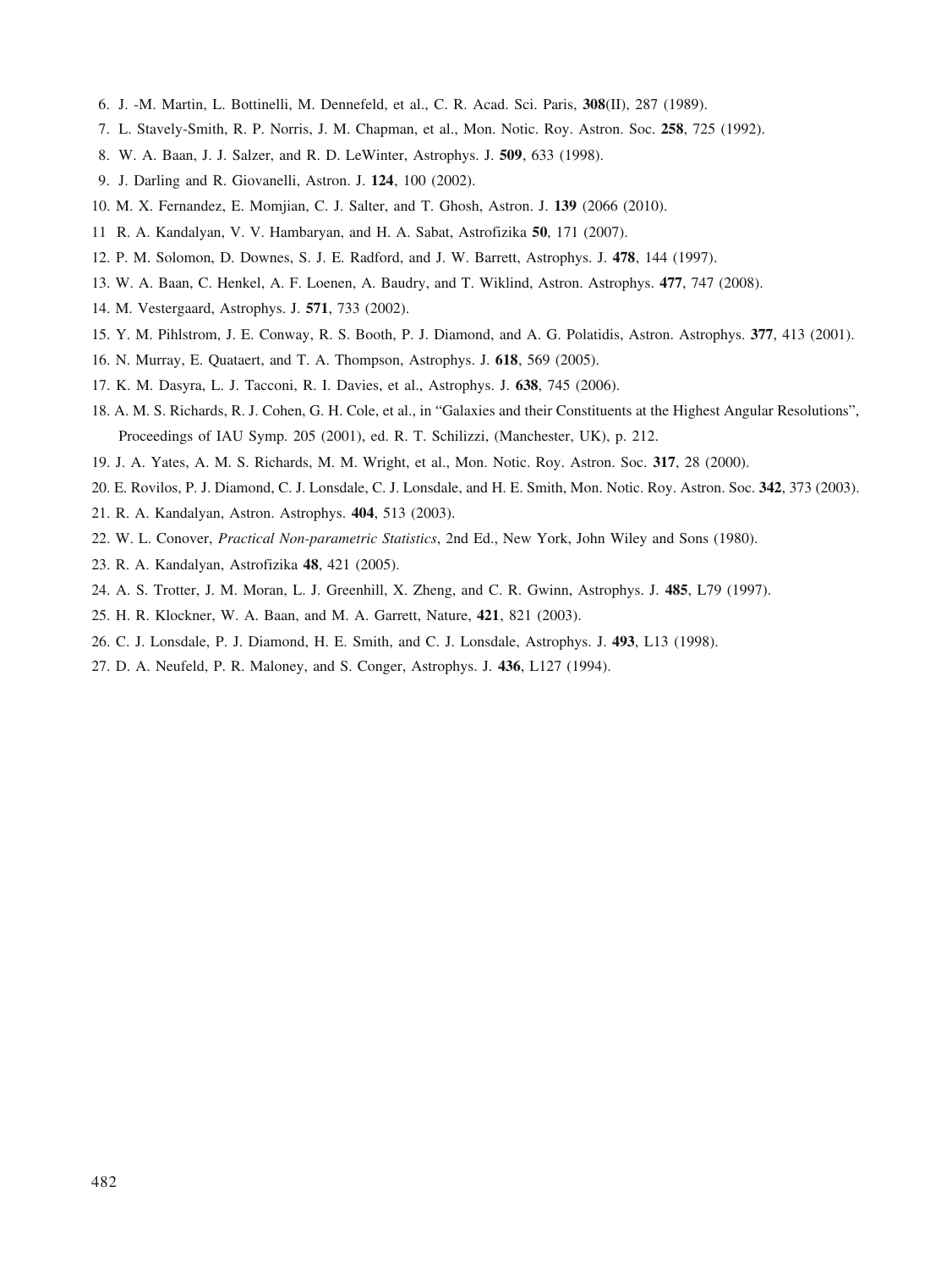6. J. -M. Martin, L. Bottinelli, M. Dennefeld, et al., C. R. Acad. Sci. Paris, **308**(II), 287 (1989).
7. L. Stavely-Smith, R. P. Norris, J. M. Chapman, et al., Mon. Notic. Roy. Astron. Soc. **258**, 725 (1992).
8. W. A. Baan, J. J. Salzer, and R. D. LeWinter, Astrophys. J. **509**, 633 (1998).
9. J. Darling and R. Giovanelli, Astron. J. **124**, 100 (2002).
10. M. X. Fernandez, E. Momjian, C. J. Salter, and T. Ghosh, Astron. J. **139** (2066 (2010).
11 R. A. Kandalyan, V. V. Hambaryan, and H. A. Sabat, Astrofizika **50**, 171 (2007).
12. P. M. Solomon, D. Downes, S. J. E. Radford, and J. W. Barrett, Astrophys. J. **478**, 144 (1997).
13. W. A. Baan, C. Henkel, A. F. Loenen, A. Baudry, and T. Wiklind, Astron. Astrophys. **477**, 747 (2008).
14. M. Vestergaard, Astrophys. J. **571**, 733 (2002).
15. Y. M. Pihlstrom, J. E. Conway, R. S. Booth, P. J. Diamond, and A. G. Polatidis, Astron. Astrophys. **377**, 413 (2001).
16. N. Murray, E. Quataert, and T. A. Thompson, Astrophys. J. **618**, 569 (2005).
17. K. M. Dasyra, L. J. Tacconi, R. I. Davies, et al., Astrophys. J. **638**, 745 (2006).
18. A. M. S. Richards, R. J. Cohen, G. H. Cole, et al., in "Galaxies and their Constituents at the Highest Angular Resolutions", Proceedings of IAU Symp. 205 (2001), ed. R. T. Schilizzi, (Manchester, UK), p. 212.
19. J. A. Yates, A. M. S. Richards, M. M. Wright, et al., Mon. Notic. Roy. Astron. Soc. **317**, 28 (2000).
20. E. Rovilos, P. J. Diamond, C. J. Lonsdale, C. J. Lonsdale, and H. E. Smith, Mon. Notic. Roy. Astron. Soc. **342**, 373 (2003).
21. R. A. Kandalyan, Astron. Astrophys. **404**, 513 (2003).
22. W. L. Conover, *Practical Non-parametric Statistics*, 2nd Ed., New York, John Wiley and Sons (1980).
23. R. A. Kandalyan, Astrofizika **48**, 421 (2005).
24. A. S. Trotter, J. M. Moran, L. J. Greenhill, X. Zheng, and C. R. Gwinn, Astrophys. J. **485**, L79 (1997).
25. H. R. Klockner, W. A. Baan, and M. A. Garrett, Nature, **421**, 821 (2003).
26. C. J. Lonsdale, P. J. Diamond, H. E. Smith, and C. J. Lonsdale, Astrophys. J. **493**, L13 (1998).
27. D. A. Neufeld, P. R. Maloney, and S. Conger, Astrophys. J. **436**, L127 (1994).